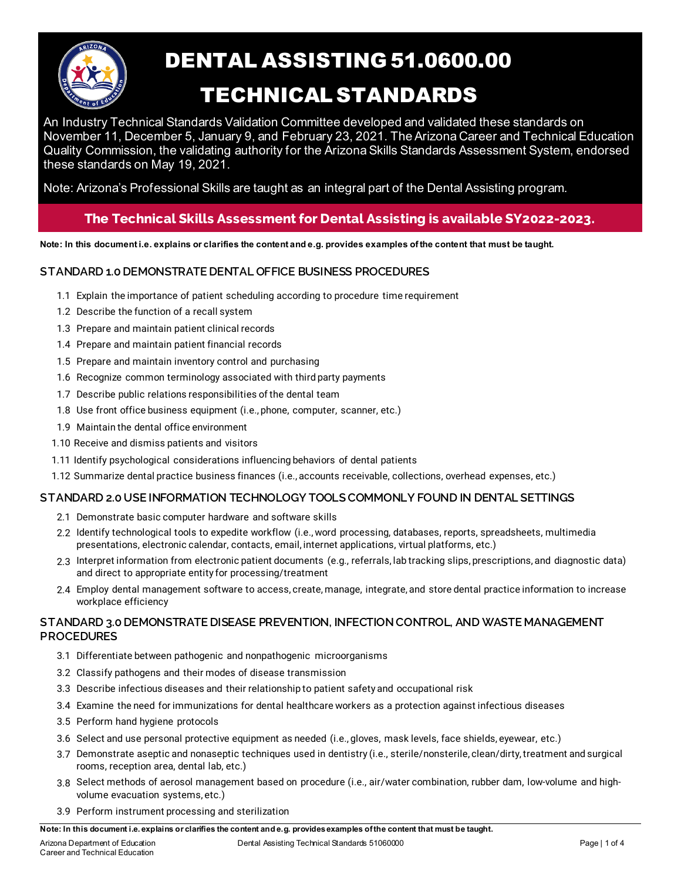# DENTAL ASSISTING 51.0600.00

# TECHNICAL STANDARDS

An Industry Technical Standards Validation Committee developed and validated these standards on November 11, December 5, January 9, and February 23, 2021. The Arizona Career and Technical Education Quality Commission, the validating authority for the Arizona Skills Standards Assessment System, endorsed these standards on May 19, 2021.

Note: Arizona's Professional Skills are taught as an integral part of the Dental Assisting program.

**The Technical Skills Assessment for Dental Assisting is available SY2022-2023.**

**Note: In this document i.e. explains or clarifies the content and e.g. provides examples of the content that must be taught.**

## STANDARD 1.0 DEMONSTRATE DENTAL OFFICE BUSINESS PROCEDURES

1.1 Explain the importance of patient scheduling according to procedure time requirement
1.2 Describe the function of a recall system
1.3 Prepare and maintain patient clinical records
1.4 Prepare and maintain patient financial records
1.5 Prepare and maintain inventory control and purchasing
1.6 Recognize common terminology associated with third party payments
1.7 Describe public relations responsibilities of the dental team
1.8 Use front office business equipment (i.e., phone, computer, scanner, etc.)
1.9 Maintain the dental office environment
1.10 Receive and dismiss patients and visitors
1.11 Identify psychological considerations influencing behaviors of dental patients
1.12 Summarize dental practice business finances (i.e., accounts receivable, collections, overhead expenses, etc.)

## STANDARD 2.0 USE INFORMATION TECHNOLOGY TOOLS COMMONLY FOUND IN DENTAL SETTINGS

2.1 Demonstrate basic computer hardware and software skills
2.2 Identify technological tools to expedite workflow (i.e., word processing, databases, reports, spreadsheets, multimedia presentations, electronic calendar, contacts, email, internet applications, virtual platforms, etc.)
2.3 Interpret information from electronic patient documents (e.g., referrals, lab tracking slips, prescriptions, and diagnostic data) and direct to appropriate entity for processing/treatment
2.4 Employ dental management software to access, create, manage, integrate, and store dental practice information to increase workplace efficiency

## STANDARD 3.0 DEMONSTRATE DISEASE PREVENTION, INFECTION CONTROL, AND WASTE MANAGEMENT PROCEDURES

3.1 Differentiate between pathogenic and nonpathogenic microorganisms
3.2 Classify pathogens and their modes of disease transmission
3.3 Describe infectious diseases and their relationship to patient safety and occupational risk
3.4 Examine the need for immunizations for dental healthcare workers as a protection against infectious diseases
3.5 Perform hand hygiene protocols
3.6 Select and use personal protective equipment as needed (i.e., gloves, mask levels, face shields, eyewear, etc.)
3.7 Demonstrate aseptic and nonaseptic techniques used in dentistry (i.e., sterile/nonsterile, clean/dirty, treatment and surgical rooms, reception area, dental lab, etc.)
3.8 Select methods of aerosol management based on procedure (i.e., air/water combination, rubber dam, low-volume and high-volume evacuation systems, etc.)
3.9 Perform instrument processing and sterilization

**Note: In this document i.e. explains or clarifies the content and e.g. provides examples of the content that must be taught.**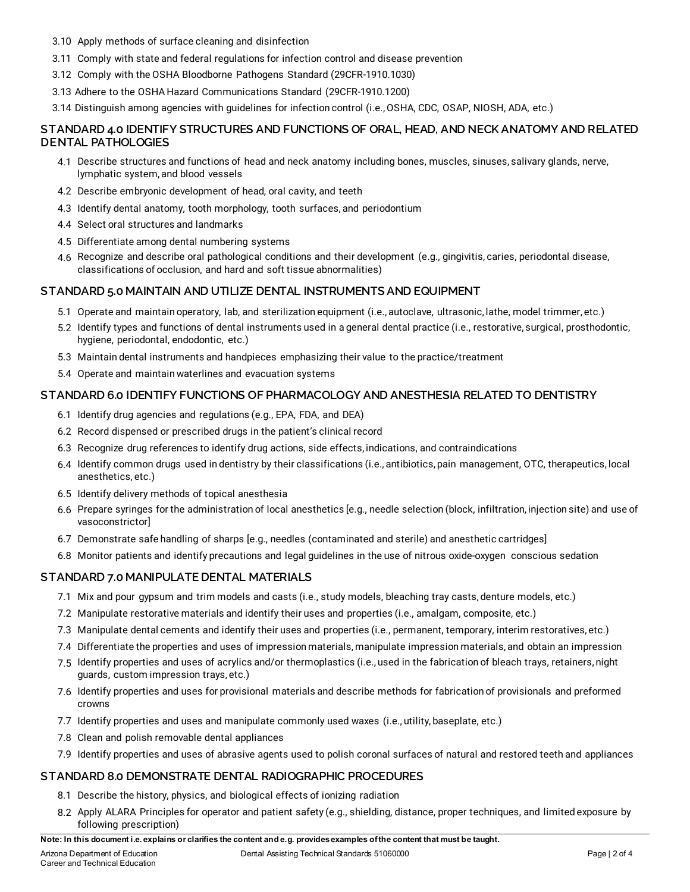3.10 Apply methods of surface cleaning and disinfection

3.11 Comply with state and federal regulations for infection control and disease prevention

3.12 Comply with the OSHA Bloodborne Pathogens Standard (29CFR-1910.1030)

3.13 Adhere to the OSHA Hazard Communications Standard (29CFR-1910.1200)

3.14 Distinguish among agencies with guidelines for infection control (i.e., OSHA, CDC, OSAP, NIOSH, ADA, etc.)

## STANDARD 4.0 IDENTIFY STRUCTURES AND FUNCTIONS OF ORAL, HEAD, AND NECK ANATOMY AND RELATED DENTAL PATHOLOGIES

4.1 Describe structures and functions of head and neck anatomy including bones, muscles, sinuses, salivary glands, nerve, lymphatic system, and blood vessels

4.2 Describe embryonic development of head, oral cavity, and teeth

4.3 Identify dental anatomy, tooth morphology, tooth surfaces, and periodontium

4.4 Select oral structures and landmarks

4.5 Differentiate among dental numbering systems

4.6 Recognize and describe oral pathological conditions and their development (e.g., gingivitis, caries, periodontal disease, classifications of occlusion, and hard and soft tissue abnormalities)

## STANDARD 5.0 MAINTAIN AND UTILIZE DENTAL INSTRUMENTS AND EQUIPMENT

5.1 Operate and maintain operatory, lab, and sterilization equipment (i.e., autoclave, ultrasonic, lathe, model trimmer, etc.)

5.2 Identify types and functions of dental instruments used in a general dental practice (i.e., restorative, surgical, prosthodontic, hygiene, periodontal, endodontic, etc.)

5.3 Maintain dental instruments and handpieces emphasizing their value to the practice/treatment

5.4 Operate and maintain waterlines and evacuation systems

## STANDARD 6.0 IDENTIFY FUNCTIONS OF PHARMACOLOGY AND ANESTHESIA RELATED TO DENTISTRY

6.1 Identify drug agencies and regulations (e.g., EPA, FDA, and DEA)

6.2 Record dispensed or prescribed drugs in the patient's clinical record

6.3 Recognize drug references to identify drug actions, side effects, indications, and contraindications

6.4 Identify common drugs used in dentistry by their classifications (i.e., antibiotics, pain management, OTC, therapeutics, local anesthetics, etc.)

6.5 Identify delivery methods of topical anesthesia

6.6 Prepare syringes for the administration of local anesthetics [e.g., needle selection (block, infiltration, injection site) and use of vasoconstrictor]

6.7 Demonstrate safe handling of sharps [e.g., needles (contaminated and sterile) and anesthetic cartridges]

6.8 Monitor patients and identify precautions and legal guidelines in the use of nitrous oxide-oxygen conscious sedation

## STANDARD 7.0 MANIPULATE DENTAL MATERIALS

7.1 Mix and pour gypsum and trim models and casts (i.e., study models, bleaching tray casts, denture models, etc.)

7.2 Manipulate restorative materials and identify their uses and properties (i.e., amalgam, composite, etc.)

7.3 Manipulate dental cements and identify their uses and properties (i.e., permanent, temporary, interim restoratives, etc.)

7.4 Differentiate the properties and uses of impression materials, manipulate impression materials, and obtain an impression

7.5 Identify properties and uses of acrylics and/or thermoplastics (i.e., used in the fabrication of bleach trays, retainers, night guards, custom impression trays, etc.)

7.6 Identify properties and uses for provisional materials and describe methods for fabrication of provisionals and preformed crowns

7.7 Identify properties and uses and manipulate commonly used waxes (i.e., utility, baseplate, etc.)

7.8 Clean and polish removable dental appliances

7.9 Identify properties and uses of abrasive agents used to polish coronal surfaces of natural and restored teeth and appliances

## STANDARD 8.0 DEMONSTRATE DENTAL RADIOGRAPHIC PROCEDURES

8.1 Describe the history, physics, and biological effects of ionizing radiation

8.2 Apply ALARA Principles for operator and patient safety (e.g., shielding, distance, proper techniques, and limited exposure by following prescription)

**Note: In this document i.e. explains or clarifies the content and e.g. provides examples of the content that must be taught.**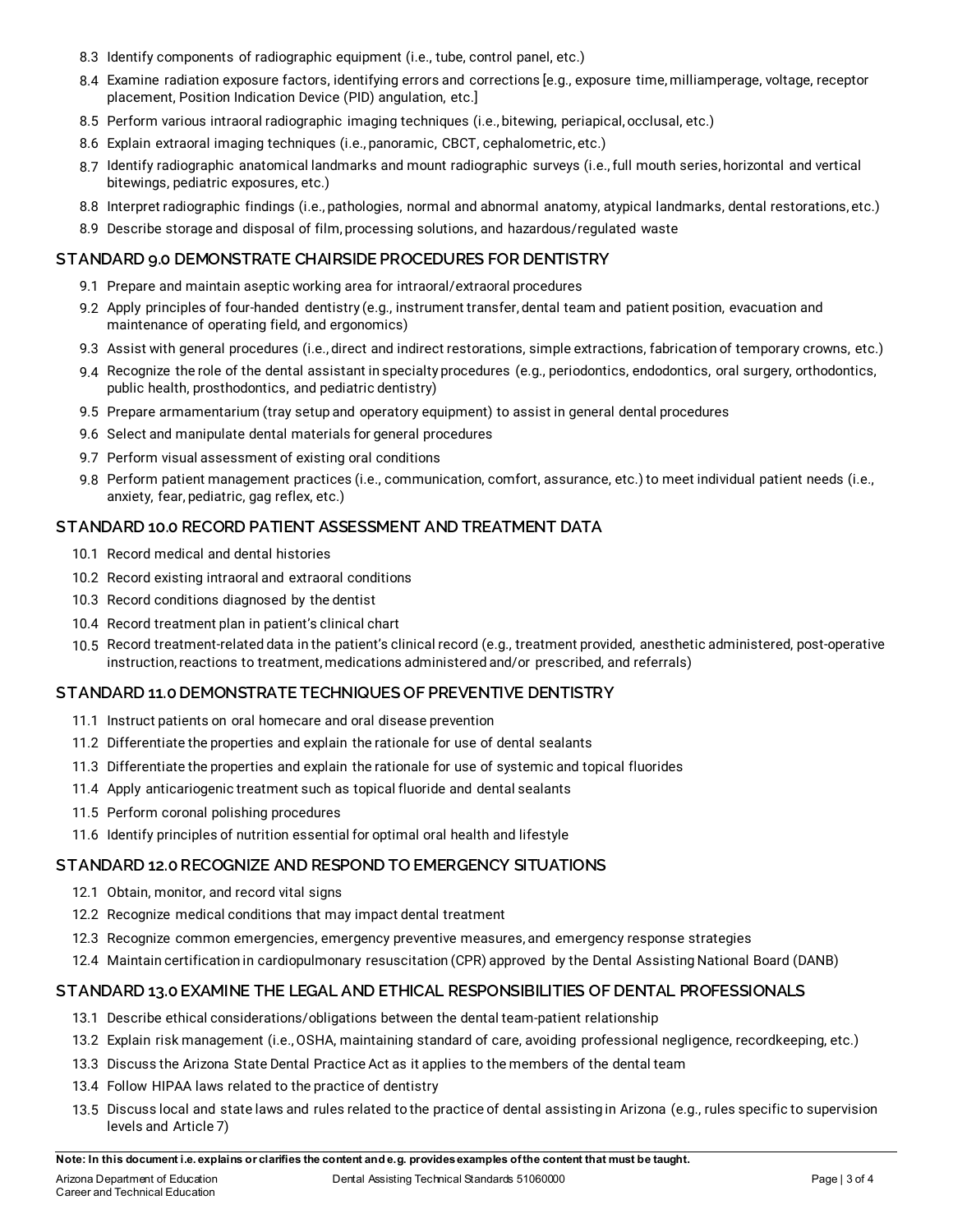8.3 Identify components of radiographic equipment (i.e., tube, control panel, etc.)

8.4 Examine radiation exposure factors, identifying errors and corrections [e.g., exposure time, milliamperage, voltage, receptor placement, Position Indication Device (PID) angulation, etc.]

8.5 Perform various intraoral radiographic imaging techniques (i.e., bitewing, periapical, occlusal, etc.)

8.6 Explain extraoral imaging techniques (i.e., panoramic, CBCT, cephalometric, etc.)

8.7 Identify radiographic anatomical landmarks and mount radiographic surveys (i.e., full mouth series, horizontal and vertical bitewings, pediatric exposures, etc.)

8.8 Interpret radiographic findings (i.e., pathologies, normal and abnormal anatomy, atypical landmarks, dental restorations, etc.)

8.9 Describe storage and disposal of film, processing solutions, and hazardous/regulated waste

## STANDARD 9.0 DEMONSTRATE CHAIRSIDE PROCEDURES FOR DENTISTRY

9.1 Prepare and maintain aseptic working area for intraoral/extraoral procedures

9.2 Apply principles of four-handed dentistry (e.g., instrument transfer, dental team and patient position, evacuation and maintenance of operating field, and ergonomics)

9.3 Assist with general procedures (i.e., direct and indirect restorations, simple extractions, fabrication of temporary crowns, etc.)

9.4 Recognize the role of the dental assistant in specialty procedures (e.g., periodontics, endodontics, oral surgery, orthodontics, public health, prosthodontics, and pediatric dentistry)

9.5 Prepare armamentarium (tray setup and operatory equipment) to assist in general dental procedures

9.6 Select and manipulate dental materials for general procedures

9.7 Perform visual assessment of existing oral conditions

9.8 Perform patient management practices (i.e., communication, comfort, assurance, etc.) to meet individual patient needs (i.e., anxiety, fear, pediatric, gag reflex, etc.)

## STANDARD 10.0 RECORD PATIENT ASSESSMENT AND TREATMENT DATA

10.1 Record medical and dental histories

10.2 Record existing intraoral and extraoral conditions

10.3 Record conditions diagnosed by the dentist

10.4 Record treatment plan in patient's clinical chart

10.5 Record treatment-related data in the patient's clinical record (e.g., treatment provided, anesthetic administered, post-operative instruction, reactions to treatment, medications administered and/or prescribed, and referrals)

## STANDARD 11.0 DEMONSTRATE TECHNIQUES OF PREVENTIVE DENTISTRY

11.1 Instruct patients on oral homecare and oral disease prevention

11.2 Differentiate the properties and explain the rationale for use of dental sealants

11.3 Differentiate the properties and explain the rationale for use of systemic and topical fluorides

11.4 Apply anticariogenic treatment such as topical fluoride and dental sealants

11.5 Perform coronal polishing procedures

11.6 Identify principles of nutrition essential for optimal oral health and lifestyle

## STANDARD 12.0 RECOGNIZE AND RESPOND TO EMERGENCY SITUATIONS

12.1 Obtain, monitor, and record vital signs

12.2 Recognize medical conditions that may impact dental treatment

12.3 Recognize common emergencies, emergency preventive measures, and emergency response strategies

12.4 Maintain certification in cardiopulmonary resuscitation (CPR) approved by the Dental Assisting National Board (DANB)

## STANDARD 13.0 EXAMINE THE LEGAL AND ETHICAL RESPONSIBILITIES OF DENTAL PROFESSIONALS

13.1 Describe ethical considerations/obligations between the dental team-patient relationship

13.2 Explain risk management (i.e., OSHA, maintaining standard of care, avoiding professional negligence, recordkeeping, etc.)

13.3 Discuss the Arizona State Dental Practice Act as it applies to the members of the dental team

13.4 Follow HIPAA laws related to the practice of dentistry

13.5 Discuss local and state laws and rules related to the practice of dental assisting in Arizona (e.g., rules specific to supervision levels and Article 7)

**Note: In this document i.e. explains or clarifies the content and e.g. provides examples of the content that must be taught.**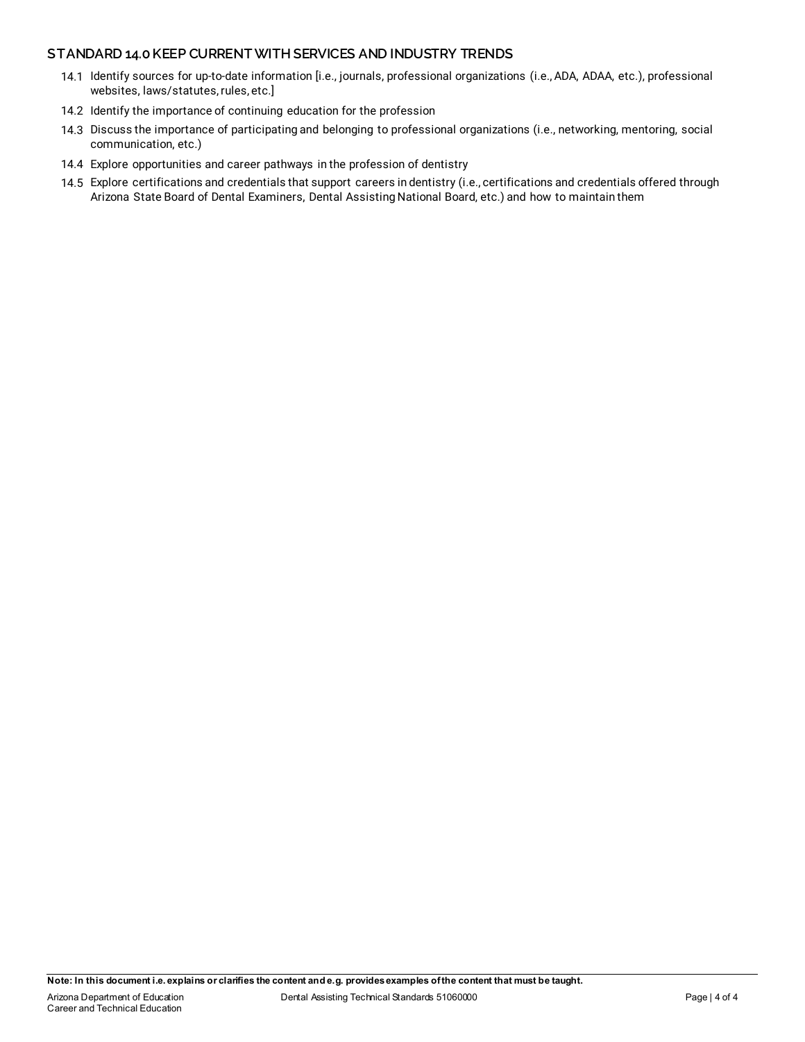## STANDARD 14.0 KEEP CURRENT WITH SERVICES AND INDUSTRY TRENDS

14.1 Identify sources for up-to-date information [i.e., journals, professional organizations (i.e., ADA, ADAA, etc.), professional websites, laws/statutes, rules, etc.]

14.2 Identify the importance of continuing education for the profession

14.3 Discuss the importance of participating and belonging to professional organizations (i.e., networking, mentoring, social communication, etc.)

14.4 Explore opportunities and career pathways in the profession of dentistry

14.5 Explore certifications and credentials that support careers in dentistry (i.e., certifications and credentials offered through Arizona State Board of Dental Examiners, Dental Assisting National Board, etc.) and how to maintain them

**Note: In this document i.e. explains or clarifies the content and e.g. provides examples of the content that must be taught.**